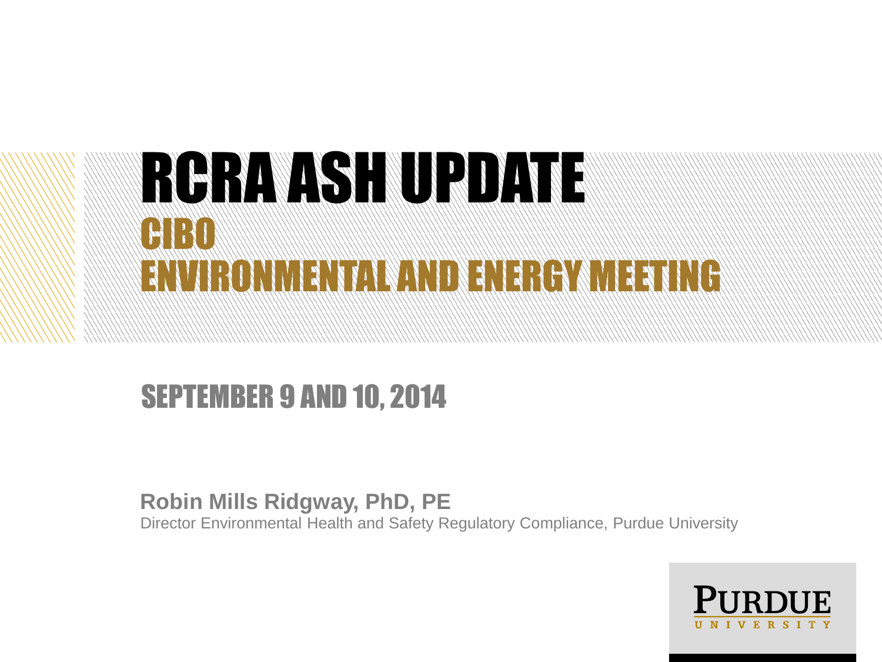# RCRA ASH UPDATE

## CIBO

## ENVIRONMENTAL AND ENERGY MEETING

### SEPTEMBER 9 AND 10, 2014

**Robin Mills Ridgway, PhD, PE**

Director Environmental Health and Safety Regulatory Compliance, Purdue University

PURDUE UNIVERSITY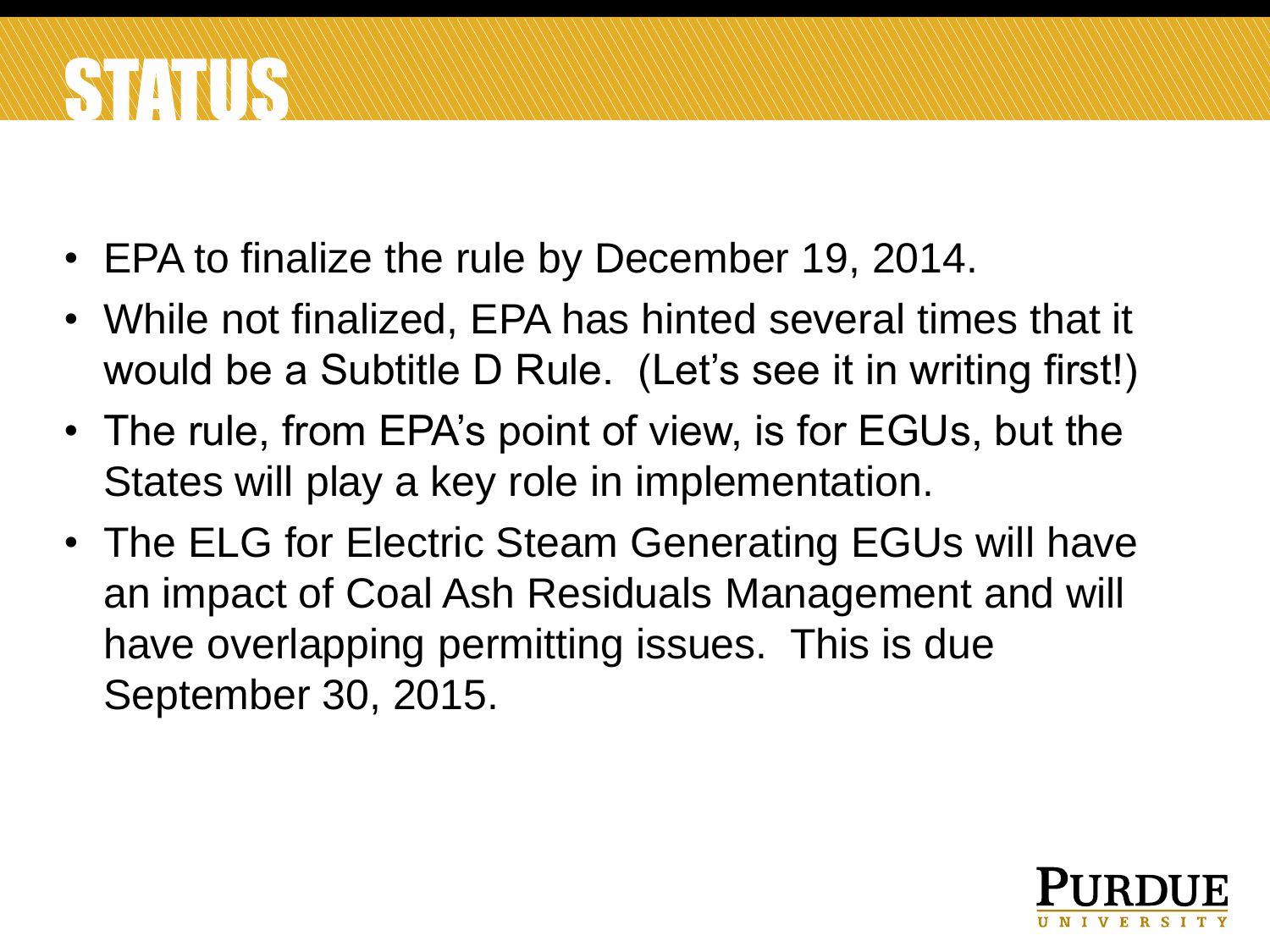# STATUS

- EPA to finalize the rule by December 19, 2014.
- While not finalized, EPA has hinted several times that it would be a Subtitle D Rule. (Let's see it in writing first!)
- The rule, from EPA's point of view, is for EGUs, but the States will play a key role in implementation.
- The ELG for Electric Steam Generating EGUs will have an impact of Coal Ash Residuals Management and will have overlapping permitting issues. This is due September 30, 2015.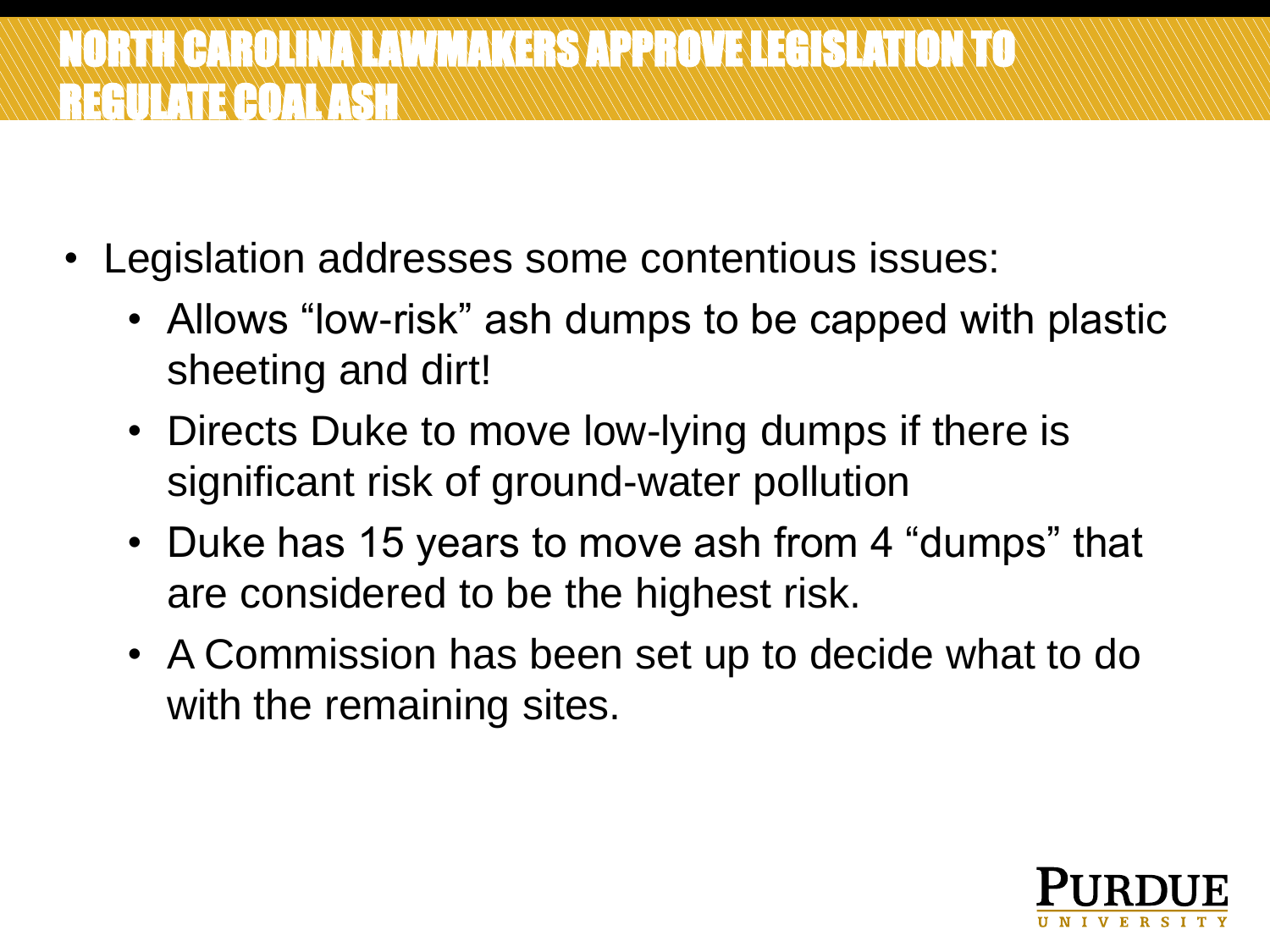# NORTH CAROLINA LAWMAKERS APPROVE LEGISLATION TO REGULATE COAL ASH

- Legislation addresses some contentious issues:
  - Allows “low-risk” ash dumps to be capped with plastic sheeting and dirt!
  - Directs Duke to move low-lying dumps if there is significant risk of ground-water pollution
  - Duke has 15 years to move ash from 4 “dumps” that are considered to be the highest risk.
  - A Commission has been set up to decide what to do with the remaining sites.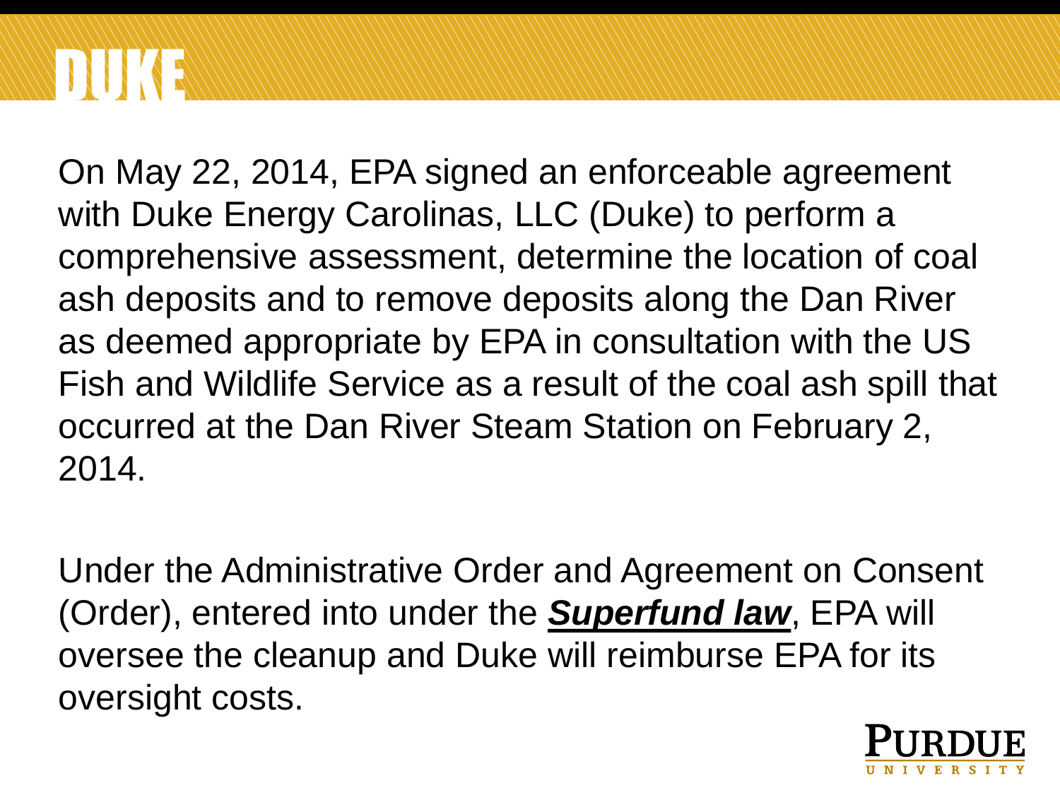# DUKE

On May 22, 2014, EPA signed an enforceable agreement with Duke Energy Carolinas, LLC (Duke) to perform a comprehensive assessment, determine the location of coal ash deposits and to remove deposits along the Dan River as deemed appropriate by EPA in consultation with the US Fish and Wildlife Service as a result of the coal ash spill that occurred at the Dan River Steam Station on February 2, 2014.

Under the Administrative Order and Agreement on Consent (Order), entered into under the ***Superfund law***, EPA will oversee the cleanup and Duke will reimburse EPA for its oversight costs.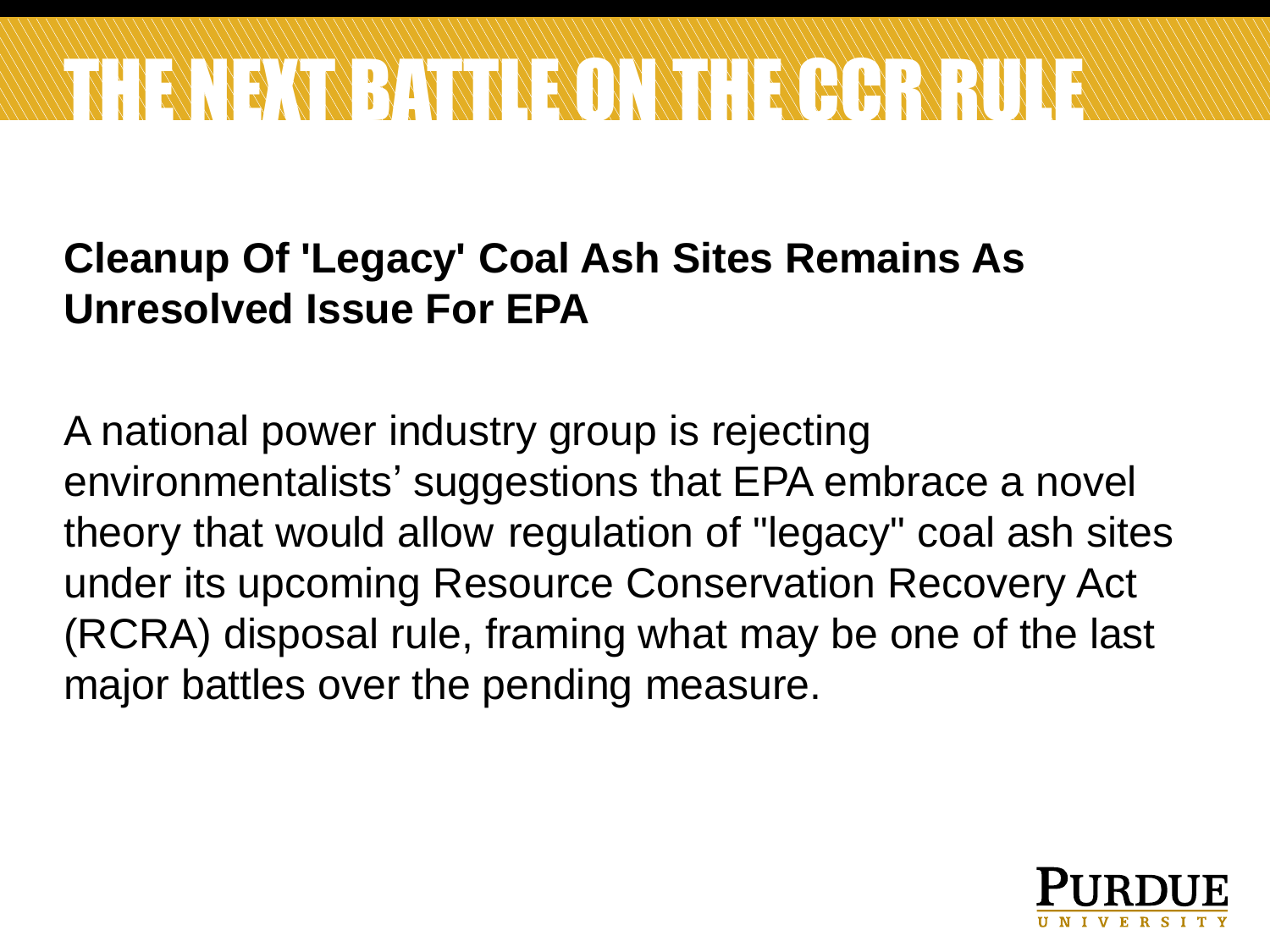# THE NEXT BATTLE ON THE CCR RULE

**Cleanup Of 'Legacy' Coal Ash Sites Remains As Unresolved Issue For EPA**

A national power industry group is rejecting environmentalists' suggestions that EPA embrace a novel theory that would allow regulation of "legacy" coal ash sites under its upcoming Resource Conservation Recovery Act (RCRA) disposal rule, framing what may be one of the last major battles over the pending measure.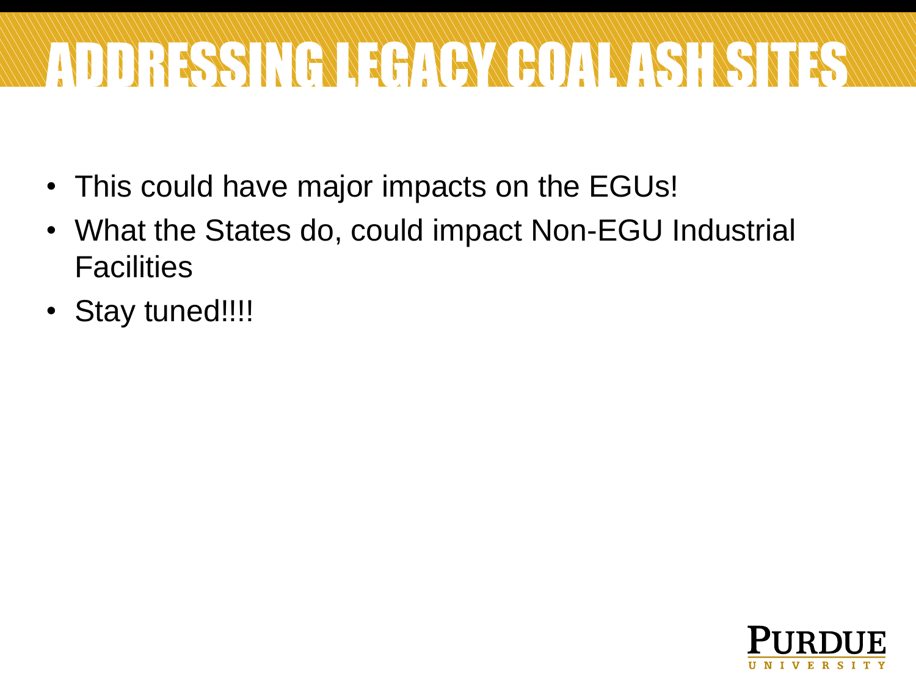# ADDRESSING LEGACY COAL ASH SITES

- This could have major impacts on the EGUs!
- What the States do, could impact Non-EGU Industrial Facilities
- Stay tuned!!!!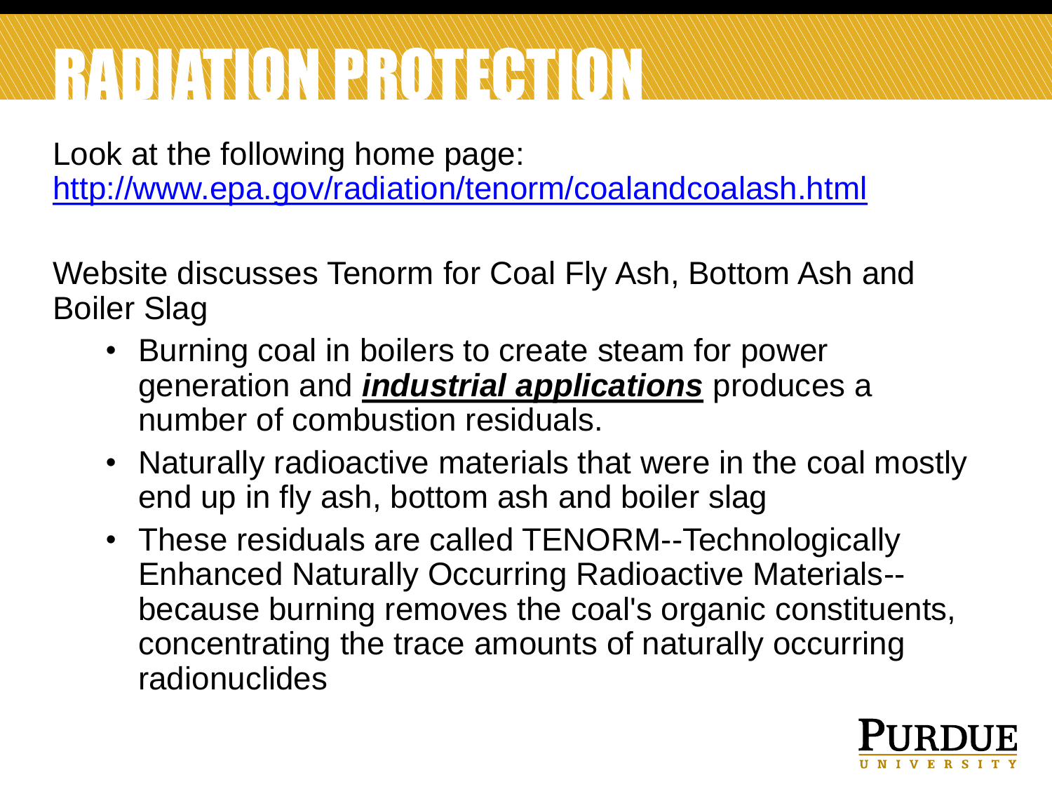# RADIATION PROTECTION

Look at the following home page:
http://www.epa.gov/radiation/tenorm/coalandcoalash.html

Website discusses Tenorm for Coal Fly Ash, Bottom Ash and Boiler Slag

- Burning coal in boilers to create steam for power generation and ***industrial applications*** produces a number of combustion residuals.
- Naturally radioactive materials that were in the coal mostly end up in fly ash, bottom ash and boiler slag
- These residuals are called TENORM--Technologically Enhanced Naturally Occurring Radioactive Materials--because burning removes the coal's organic constituents, concentrating the trace amounts of naturally occurring radionuclides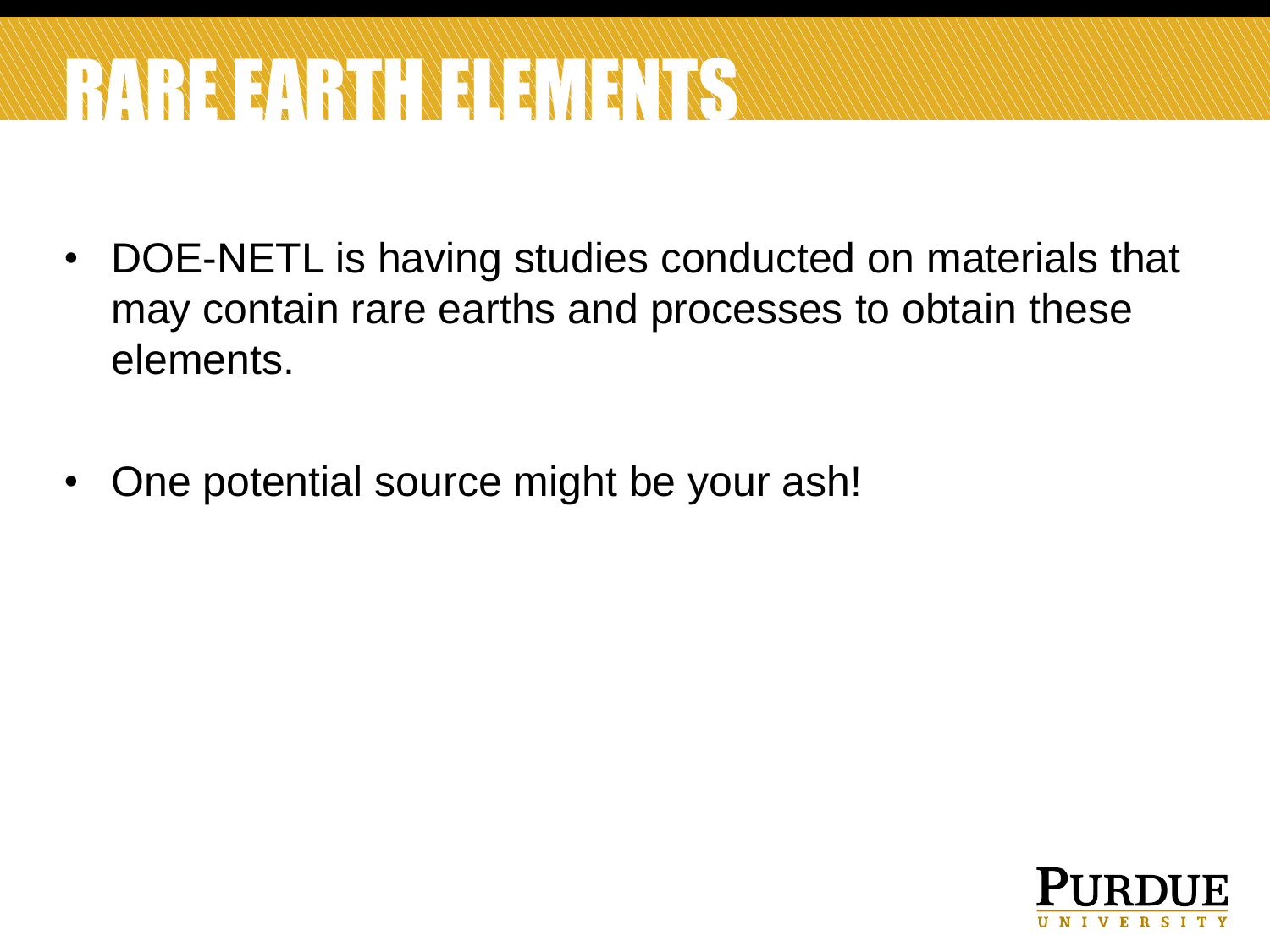# RARE EARTH ELEMENTS

- DOE-NETL is having studies conducted on materials that may contain rare earths and processes to obtain these elements.

- One potential source might be your ash!